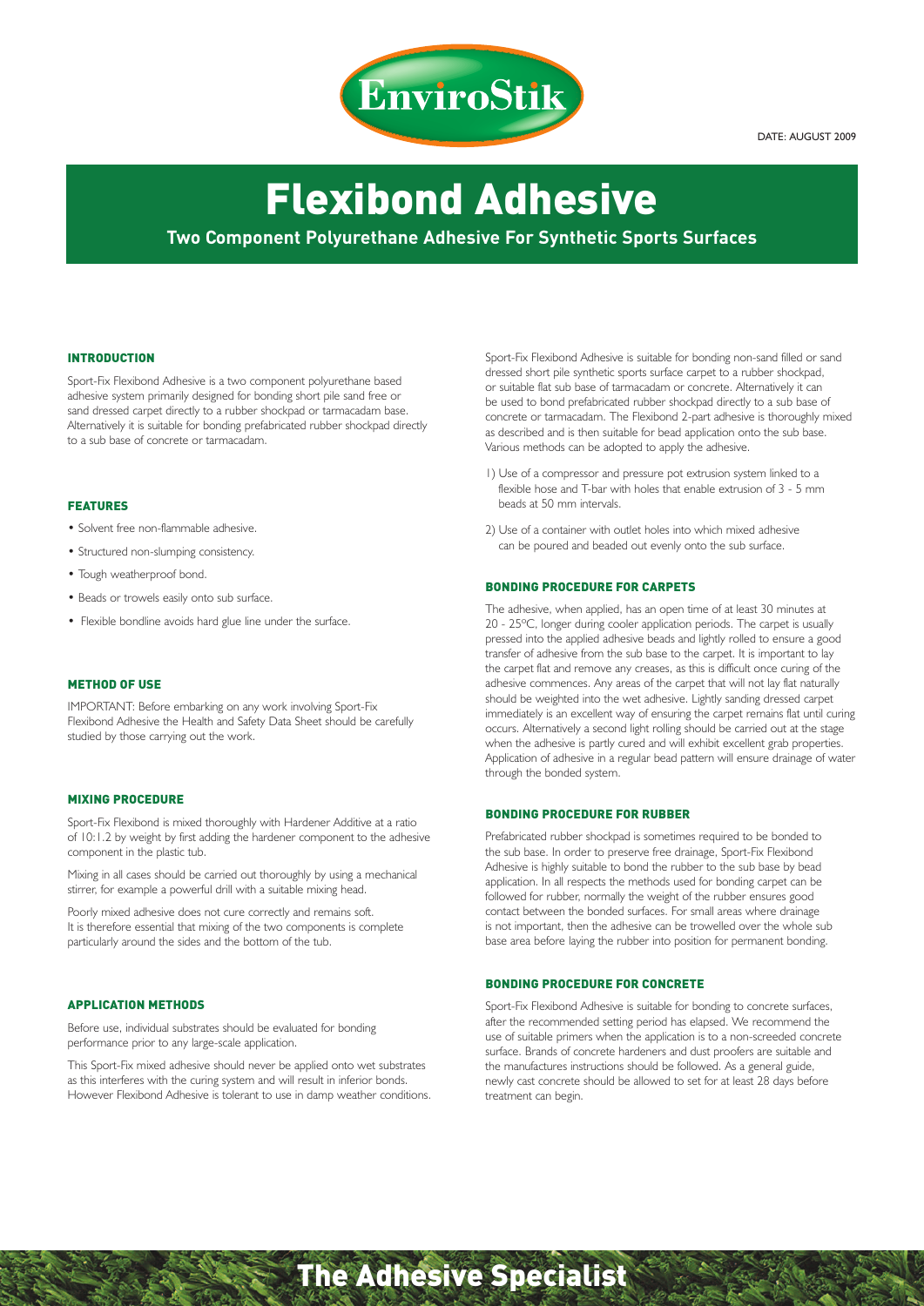EnviroStik

DATE: AUGUST 2009

# Flexibond Adhesive

**Two Component Polyurethane Adhesive For Synthetic Sports Surfaces**

## INTRODUCTION

Sport-Fix Flexibond Adhesive is a two component polyurethane based adhesive system primarily designed for bonding short pile sand free or sand dressed carpet directly to a rubber shockpad or tarmacadam base. Alternatively it is suitable for bonding prefabricated rubber shockpad directly to a sub base of concrete or tarmacadam.

## FEATURES

- Solvent free non-flammable adhesive.
- Structured non-slumping consistency.
- Tough weatherproof bond.
- Beads or trowels easily onto sub surface.
- Flexible bondline avoids hard glue line under the surface.

## METHOD OF USE

IMPORTANT: Before embarking on any work involving Sport-Fix Flexibond Adhesive the Health and Safety Data Sheet should be carefully studied by those carrying out the work.

## MIXING PROCEDURE

Sport-Fix Flexibond is mixed thoroughly with Hardener Additive at a ratio of 10:1.2 by weight by first adding the hardener component to the adhesive component in the plastic tub.

Mixing in all cases should be carried out thoroughly by using a mechanical stirrer, for example a powerful drill with a suitable mixing head.

Poorly mixed adhesive does not cure correctly and remains soft. It is therefore essential that mixing of the two components is complete particularly around the sides and the bottom of the tub.

## APPLICATION METHODS

Before use, individual substrates should be evaluated for bonding performance prior to any large-scale application.

This Sport-Fix mixed adhesive should never be applied onto wet substrates as this interferes with the curing system and will result in inferior bonds. However Flexibond Adhesive is tolerant to use in damp weather conditions.

Sport-Fix Flexibond Adhesive is suitable for bonding non-sand filled or sand dressed short pile synthetic sports surface carpet to a rubber shockpad, or suitable flat sub base of tarmacadam or concrete. Alternatively it can be used to bond prefabricated rubber shockpad directly to a sub base of concrete or tarmacadam. The Flexibond 2-part adhesive is thoroughly mixed as described and is then suitable for bead application onto the sub base. Various methods can be adopted to apply the adhesive.

1) Use of a compressor and pressure pot extrusion system linked to a flexible hose and T-bar with holes that enable extrusion of 3 - 5 mm beads at 50 mm intervals.

2) Use of a container with outlet holes into which mixed adhesive can be poured and beaded out evenly onto the sub surface.

## BONDING PROCEDURE FOR CARPETS

The adhesive, when applied, has an open time of at least 30 minutes at 20 - 25ºC, longer during cooler application periods. The carpet is usually pressed into the applied adhesive beads and lightly rolled to ensure a good transfer of adhesive from the sub base to the carpet. It is important to lay the carpet flat and remove any creases, as this is difficult once curing of the adhesive commences. Any areas of the carpet that will not lay flat naturally should be weighted into the wet adhesive. Lightly sanding dressed carpet immediately is an excellent way of ensuring the carpet remains flat until curing occurs. Alternatively a second light rolling should be carried out at the stage when the adhesive is partly cured and will exhibit excellent grab properties. Application of adhesive in a regular bead pattern will ensure drainage of water through the bonded system.

## BONDING PROCEDURE FOR RUBBER

Prefabricated rubber shockpad is sometimes required to be bonded to the sub base. In order to preserve free drainage, Sport-Fix Flexibond Adhesive is highly suitable to bond the rubber to the sub base by bead application. In all respects the methods used for bonding carpet can be followed for rubber, normally the weight of the rubber ensures good contact between the bonded surfaces. For small areas where drainage is not important, then the adhesive can be trowelled over the whole sub base area before laying the rubber into position for permanent bonding.

## BONDING PROCEDURE FOR CONCRETE

Sport-Fix Flexibond Adhesive is suitable for bonding to concrete surfaces, after the recommended setting period has elapsed. We recommend the use of suitable primers when the application is to a non-screeded concrete surface. Brands of concrete hardeners and dust proofers are suitable and the manufactures instructions should be followed. As a general guide, newly cast concrete should be allowed to set for at least 28 days before treatment can begin.

The Adhesive Specialist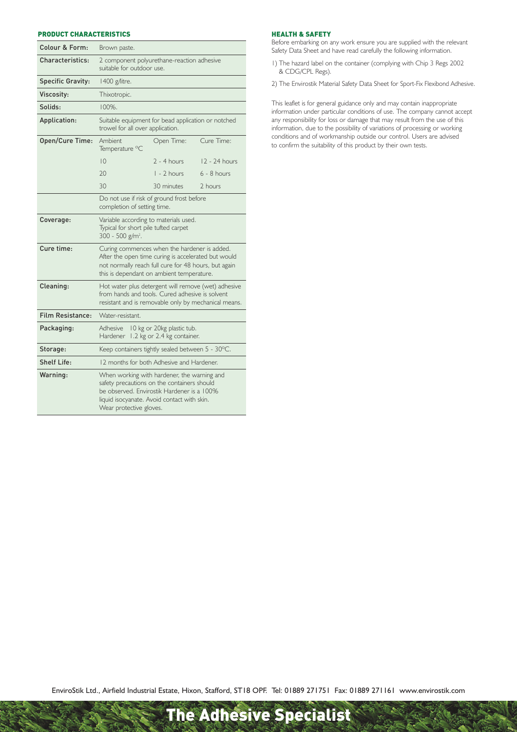## PRODUCT CHARACTERISTICS

| | | | |
|---|---|---|---|
| Colour & Form: | Brown paste. | | |
| Characteristics: | 2 component polyurethane-reaction adhesive suitable for outdoor use. | | |
| Specific Gravity: | 1400 g/litre. | | |
| Viscosity: | Thixotropic. | | |
| Solids: | 100%. | | |
| Application: | Suitable equipment for bead application or notched trowel for all over application. | | |
| Open/Cure Time: | Ambient Temperature °C | Open Time: | Cure Time: |
| | 10 | 2 - 4 hours | 12 - 24 hours |
| | 20 | 1 - 2 hours | 6 - 8 hours |
| | 30 | 30 minutes | 2 hours |
| | Do not use if risk of ground frost before completion of setting time. | | |
| Coverage: | Variable according to materials used. Typical for short pile tufted carpet 300 - 500 g/m². | | |
| Cure time: | Curing commences when the hardener is added. After the open time curing is accelerated but would not normally reach full cure for 48 hours, but again this is dependant on ambient temperature. | | |
| Cleaning: | Hot water plus detergent will remove (wet) adhesive from hands and tools. Cured adhesive is solvent resistant and is removable only by mechanical means. | | |
| Film Resistance: | Water-resistant. | | |
| Packaging: | Adhesive 10 kg or 20kg plastic tub. Hardener 1.2 kg or 2.4 kg container. | | |
| Storage: | Keep containers tightly sealed between 5 - 30°C. | | |
| Shelf Life: | 12 months for both Adhesive and Hardener. | | |
| Warning: | When working with hardener, the warning and safety precautions on the containers should be observed. Envirostik Hardener is a 100% liquid isocyanate. Avoid contact with skin. Wear protective gloves. | | |

## HEALTH & SAFETY

Before embarking on any work ensure you are supplied with the relevant Safety Data Sheet and have read carefully the following information.

1) The hazard label on the container (complying with Chip 3 Regs 2002 & CDG/CPL Regs).

2) The Envirostik Material Safety Data Sheet for Sport-Fix Flexibond Adhesive.

This leaflet is for general guidance only and may contain inappropriate information under particular conditions of use. The company cannot accept any responsibility for loss or damage that may result from the use of this information, due to the possibility of variations of processing or working conditions and of workmanship outside our control. Users are advised to confirm the suitability of this product by their own tests.

EnviroStik Ltd., Airfield Industrial Estate, Hixon, Stafford, ST18 OPF. Tel: 01889 271751 Fax: 01889 271161 www.envirostik.com

**The Adhesive Specialist**